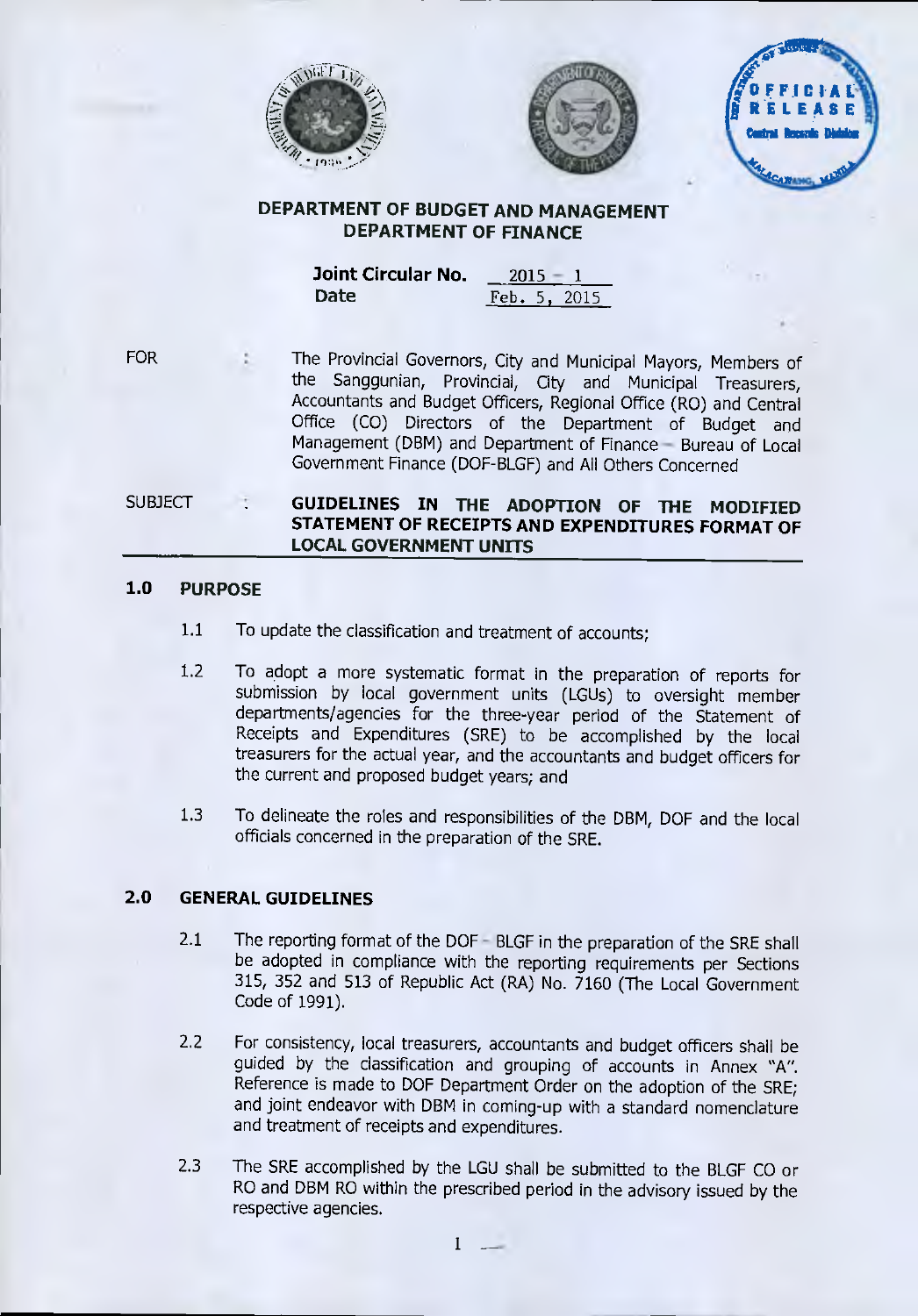**DEPARTMENT OF BUDGET AND MANAGEMENT**
**DEPARTMENT OF FINANCE**

**Joint Circular No.** 2015 – 1
**Date** Feb. 5, 2015

FOR : The Provincial Governors, City and Municipal Mayors, Members of the Sanggunian, Provincial, City and Municipal Treasurers, Accountants and Budget Officers, Regional Office (RO) and Central Office (CO) Directors of the Department of Budget and Management (DBM) and Department of Finance – Bureau of Local Government Finance (DOF-BLGF) and All Others Concerned

SUBJECT : **GUIDELINES IN THE ADOPTION OF THE MODIFIED STATEMENT OF RECEIPTS AND EXPENDITURES FORMAT OF LOCAL GOVERNMENT UNITS**

## 1.0 PURPOSE

1.1 To update the classification and treatment of accounts;

1.2 To adopt a more systematic format in the preparation of reports for submission by local government units (LGUs) to oversight member departments/agencies for the three-year period of the Statement of Receipts and Expenditures (SRE) to be accomplished by the local treasurers for the actual year, and the accountants and budget officers for the current and proposed budget years; and

1.3 To delineate the roles and responsibilities of the DBM, DOF and the local officials concerned in the preparation of the SRE.

## 2.0 GENERAL GUIDELINES

2.1 The reporting format of the DOF – BLGF in the preparation of the SRE shall be adopted in compliance with the reporting requirements per Sections 315, 352 and 513 of Republic Act (RA) No. 7160 (The Local Government Code of 1991).

2.2 For consistency, local treasurers, accountants and budget officers shall be guided by the classification and grouping of accounts in Annex "A". Reference is made to DOF Department Order on the adoption of the SRE; and joint endeavor with DBM in coming-up with a standard nomenclature and treatment of receipts and expenditures.

2.3 The SRE accomplished by the LGU shall be submitted to the BLGF CO or RO and DBM RO within the prescribed period in the advisory issued by the respective agencies.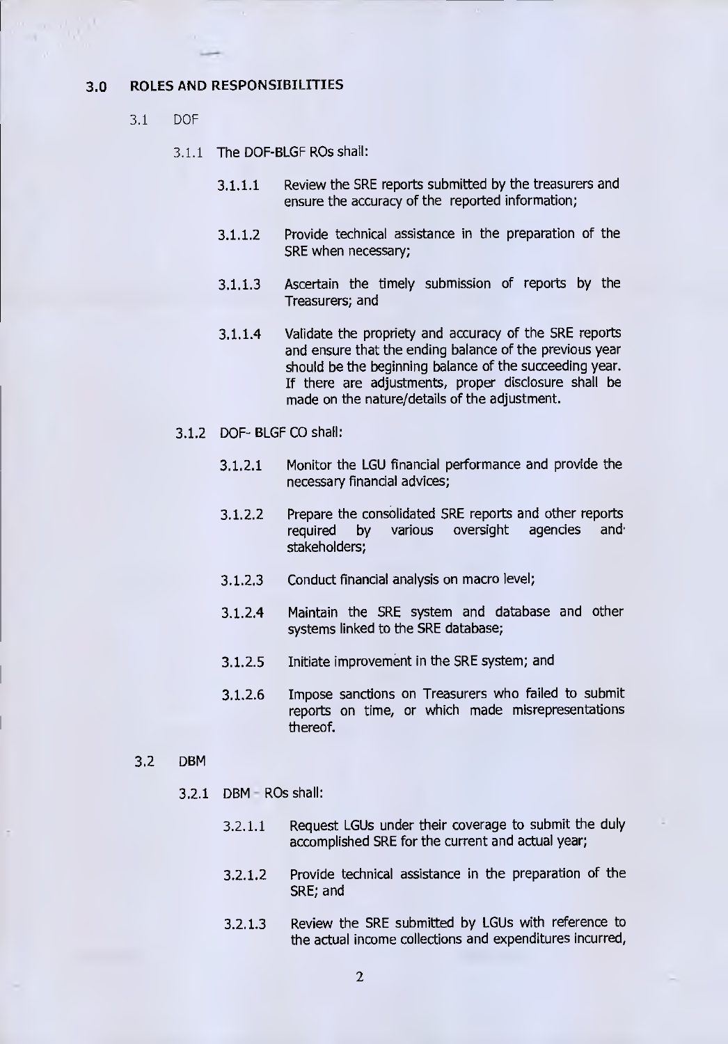## 3.0 ROLES AND RESPONSIBILITIES

3.1 DOF

3.1.1 The DOF-BLGF ROs shall:

3.1.1.1 Review the SRE reports submitted by the treasurers and ensure the accuracy of the reported information;

3.1.1.2 Provide technical assistance in the preparation of the SRE when necessary;

3.1.1.3 Ascertain the timely submission of reports by the Treasurers; and

3.1.1.4 Validate the propriety and accuracy of the SRE reports and ensure that the ending balance of the previous year should be the beginning balance of the succeeding year. If there are adjustments, proper disclosure shall be made on the nature/details of the adjustment.

3.1.2 DOF- BLGF CO shall:

3.1.2.1 Monitor the LGU financial performance and provide the necessary financial advices;

3.1.2.2 Prepare the consolidated SRE reports and other reports required by various oversight agencies and stakeholders;

3.1.2.3 Conduct financial analysis on macro level;

3.1.2.4 Maintain the SRE system and database and other systems linked to the SRE database;

3.1.2.5 Initiate improvement in the SRE system; and

3.1.2.6 Impose sanctions on Treasurers who failed to submit reports on time, or which made misrepresentations thereof.

3.2 DBM

3.2.1 DBM - ROs shall:

3.2.1.1 Request LGUs under their coverage to submit the duly accomplished SRE for the current and actual year;

3.2.1.2 Provide technical assistance in the preparation of the SRE; and

3.2.1.3 Review the SRE submitted by LGUs with reference to the actual income collections and expenditures incurred,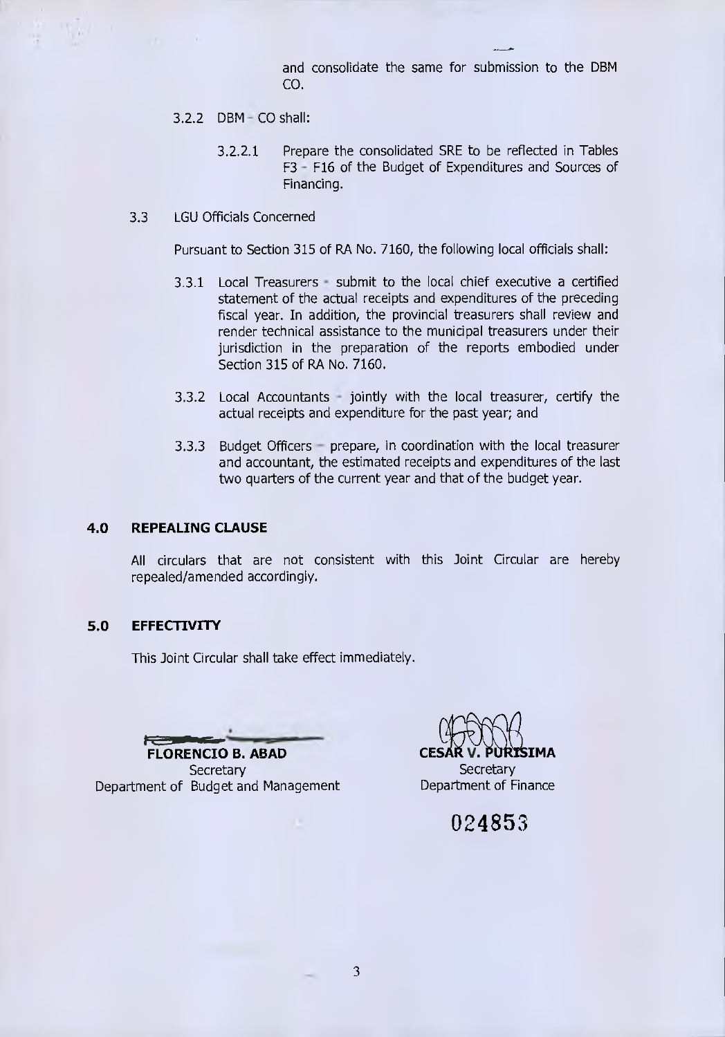and consolidate the same for submission to the DBM CO.

3.2.2 DBM - CO shall:

3.2.2.1 Prepare the consolidated SRE to be reflected in Tables F3 - F16 of the Budget of Expenditures and Sources of Financing.

3.3 LGU Officials Concerned

Pursuant to Section 315 of RA No. 7160, the following local officials shall:

3.3.1 Local Treasurers - submit to the local chief executive a certified statement of the actual receipts and expenditures of the preceding fiscal year. In addition, the provincial treasurers shall review and render technical assistance to the municipal treasurers under their jurisdiction in the preparation of the reports embodied under Section 315 of RA No. 7160.

3.3.2 Local Accountants - jointly with the local treasurer, certify the actual receipts and expenditure for the past year; and

3.3.3 Budget Officers - prepare, in coordination with the local treasurer and accountant, the estimated receipts and expenditures of the last two quarters of the current year and that of the budget year.

## 4.0 REPEALING CLAUSE

All circulars that are not consistent with this Joint Circular are hereby repealed/amended accordingly.

## 5.0 EFFECTIVITY

This Joint Circular shall take effect immediately.

**FLORENCIO B. ABAD**
Secretary
Department of Budget and Management

**CESAR V. PURISIMA**
Secretary
Department of Finance

024853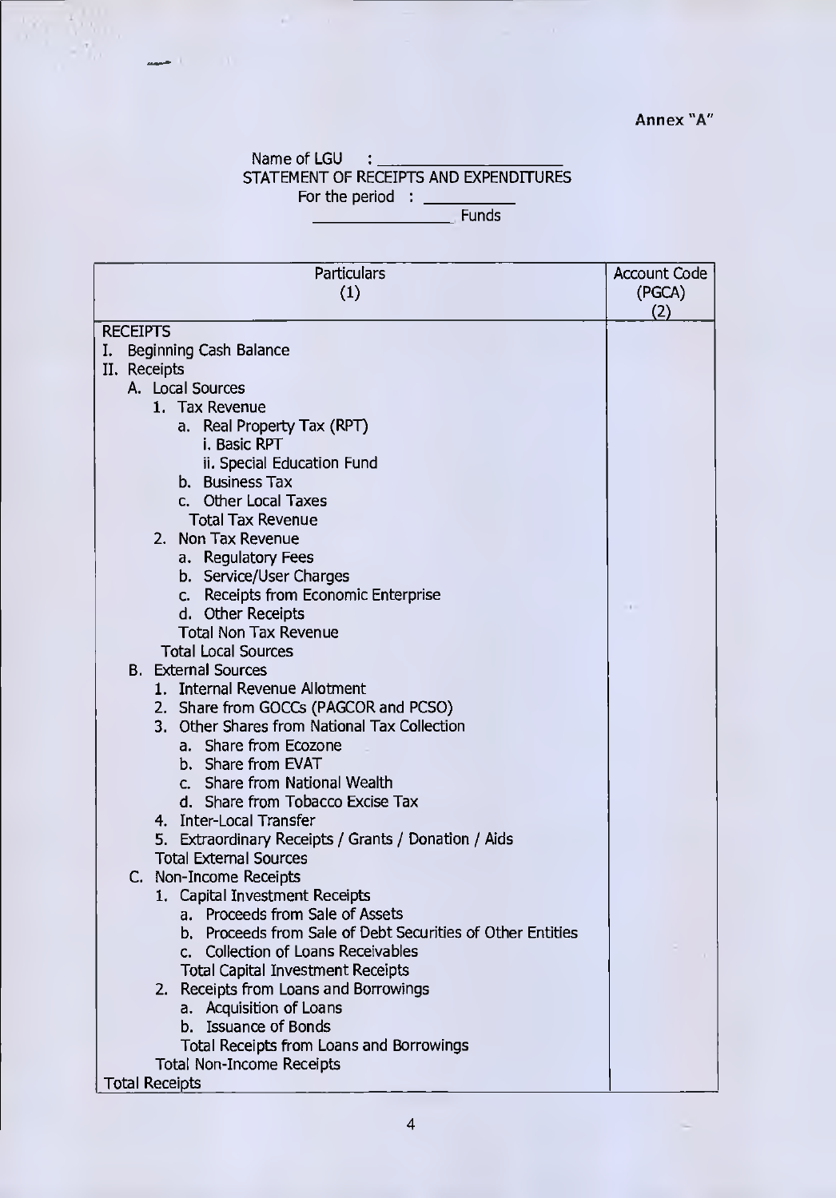Annex "A"

Name of LGU : ____________________
STATEMENT OF RECEIPTS AND EXPENDITURES
For the period : __________
________________ Funds

| Particulars (1) | Account Code (PGCA) (2) |
|---|---|
| RECEIPTS | |
| I. Beginning Cash Balance | |
| II. Receipts | |
| A. Local Sources | |
| 1. Tax Revenue | |
| a. Real Property Tax (RPT) | |
| i. Basic RPT | |
| ii. Special Education Fund | |
| b. Business Tax | |
| c. Other Local Taxes | |
| Total Tax Revenue | |
| 2. Non Tax Revenue | |
| a. Regulatory Fees | |
| b. Service/User Charges | |
| c. Receipts from Economic Enterprise | |
| d. Other Receipts | |
| Total Non Tax Revenue | |
| Total Local Sources | |
| B. External Sources | |
| 1. Internal Revenue Allotment | |
| 2. Share from GOCCs (PAGCOR and PCSO) | |
| 3. Other Shares from National Tax Collection | |
| a. Share from Ecozone | |
| b. Share from EVAT | |
| c. Share from National Wealth | |
| d. Share from Tobacco Excise Tax | |
| 4. Inter-Local Transfer | |
| 5. Extraordinary Receipts / Grants / Donation / Aids | |
| Total External Sources | |
| C. Non-Income Receipts | |
| 1. Capital Investment Receipts | |
| a. Proceeds from Sale of Assets | |
| b. Proceeds from Sale of Debt Securities of Other Entities | |
| c. Collection of Loans Receivables | |
| Total Capital Investment Receipts | |
| 2. Receipts from Loans and Borrowings | |
| a. Acquisition of Loans | |
| b. Issuance of Bonds | |
| Total Receipts from Loans and Borrowings | |
| Total Non-Income Receipts | |
| Total Receipts | |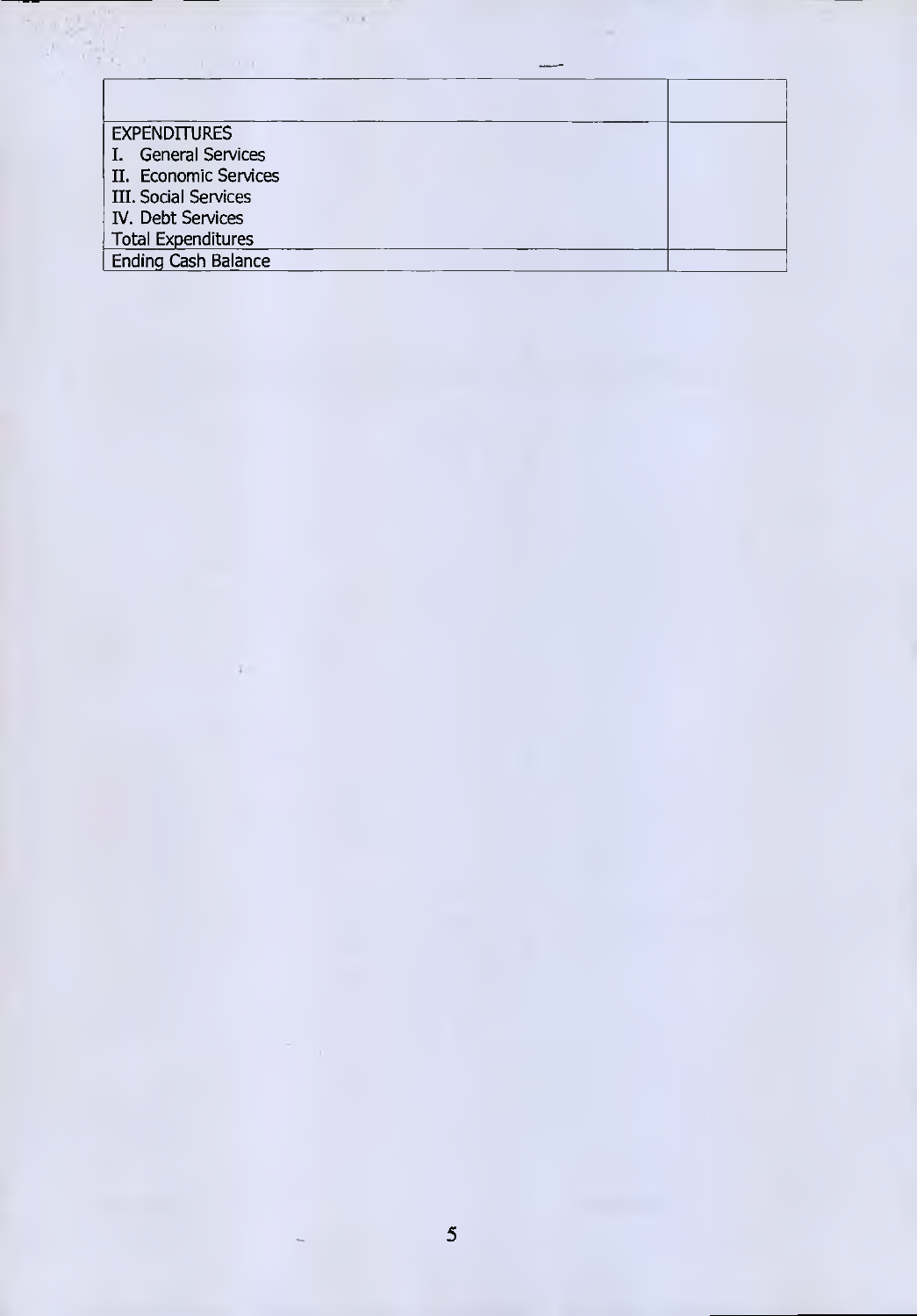| | |
|---|---|
| EXPENDITURES<br>I. General Services<br>II. Economic Services<br>III. Social Services<br>IV. Debt Services<br>Total Expenditures | |
| Ending Cash Balance | |